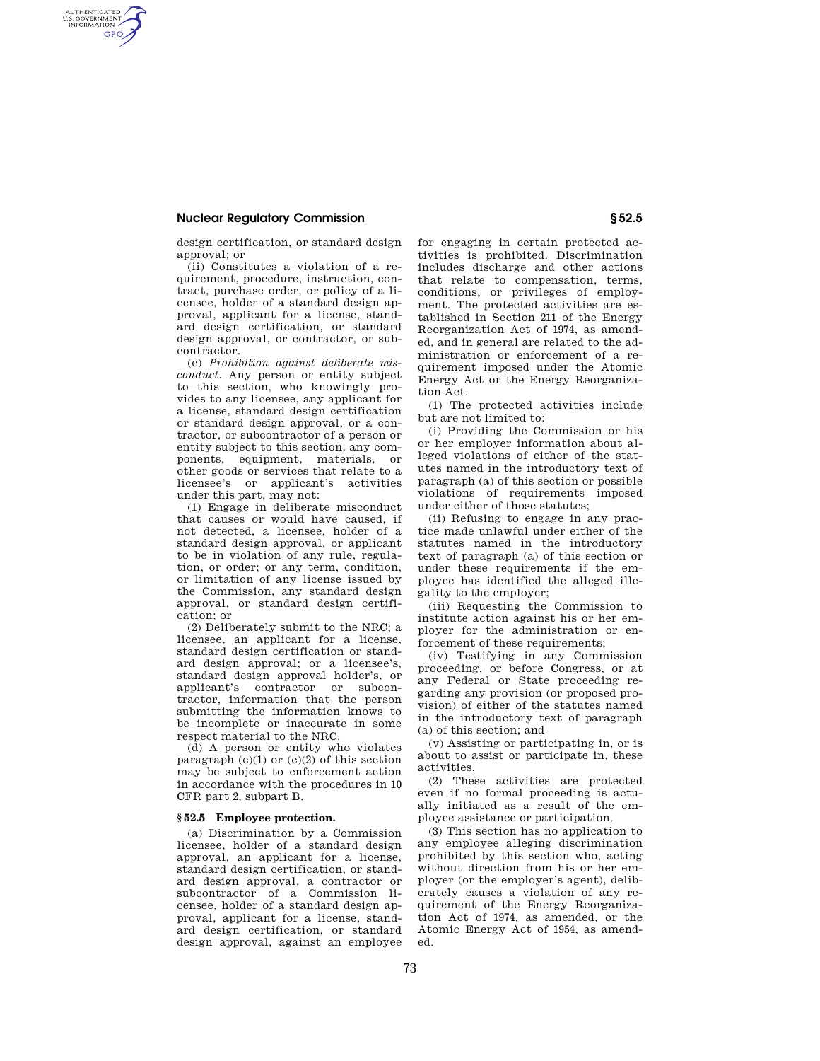design certification, or standard design approval; or

(ii) Constitutes a violation of a requirement, procedure, instruction, contract, purchase order, or policy of a licensee, holder of a standard design approval, applicant for a license, standard design certification, or standard design approval, or contractor, or subcontractor.

(c) *Prohibition against deliberate misconduct.* Any person or entity subject to this section, who knowingly provides to any licensee, any applicant for a license, standard design certification or standard design approval, or a contractor, or subcontractor of a person or entity subject to this section, any components, equipment, materials, or other goods or services that relate to a licensee's or applicant's activities under this part, may not:

(1) Engage in deliberate misconduct that causes or would have caused, if not detected, a licensee, holder of a standard design approval, or applicant to be in violation of any rule, regulation, or order; or any term, condition, or limitation of any license issued by the Commission, any standard design approval, or standard design certification; or

(2) Deliberately submit to the NRC; a licensee, an applicant for a license, standard design certification or standard design approval; or a licensee's, standard design approval holder's, or applicant's contractor or subcontractor, information that the person submitting the information knows to be incomplete or inaccurate in some respect material to the NRC.

(d) A person or entity who violates paragraph (c)(1) or (c)(2) of this section may be subject to enforcement action in accordance with the procedures in 10 CFR part 2, subpart B.

### § 52.5 Employee protection.

(a) Discrimination by a Commission licensee, holder of a standard design approval, an applicant for a license, standard design certification, or standard design approval, a contractor or subcontractor of a Commission licensee, holder of a standard design approval, applicant for a license, standard design certification, or standard design approval, against an employee for engaging in certain protected activities is prohibited. Discrimination includes discharge and other actions that relate to compensation, terms, conditions, or privileges of employment. The protected activities are established in Section 211 of the Energy Reorganization Act of 1974, as amended, and in general are related to the administration or enforcement of a requirement imposed under the Atomic Energy Act or the Energy Reorganization Act.

(1) The protected activities include but are not limited to:

(i) Providing the Commission or his or her employer information about alleged violations of either of the statutes named in the introductory text of paragraph (a) of this section or possible violations of requirements imposed under either of those statutes;

(ii) Refusing to engage in any practice made unlawful under either of the statutes named in the introductory text of paragraph (a) of this section or under these requirements if the employee has identified the alleged illegality to the employer;

(iii) Requesting the Commission to institute action against his or her employer for the administration or enforcement of these requirements;

(iv) Testifying in any Commission proceeding, or before Congress, or at any Federal or State proceeding regarding any provision (or proposed provision) of either of the statutes named in the introductory text of paragraph (a) of this section; and

(v) Assisting or participating in, or is about to assist or participate in, these activities.

(2) These activities are protected even if no formal proceeding is actually initiated as a result of the employee assistance or participation.

(3) This section has no application to any employee alleging discrimination prohibited by this section who, acting without direction from his or her employer (or the employer's agent), deliberately causes a violation of any requirement of the Energy Reorganization Act of 1974, as amended, or the Atomic Energy Act of 1954, as amended.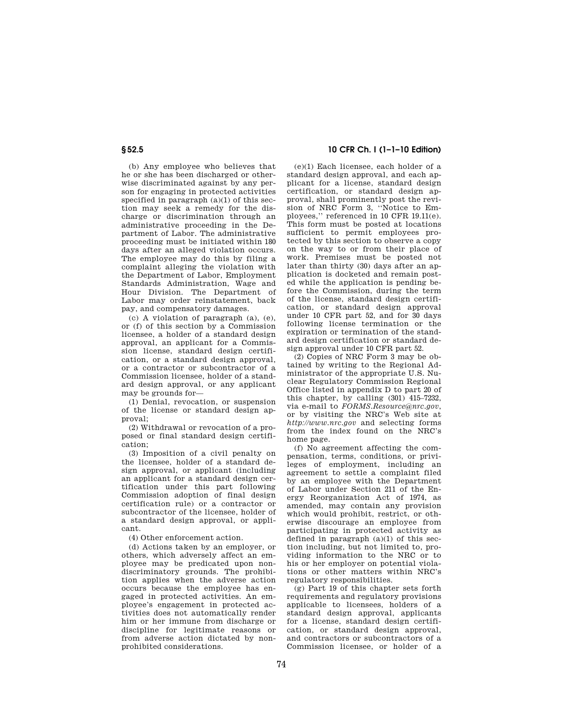(b) Any employee who believes that he or she has been discharged or otherwise discriminated against by any person for engaging in protected activities specified in paragraph (a)(1) of this section may seek a remedy for the discharge or discrimination through an administrative proceeding in the Department of Labor. The administrative proceeding must be initiated within 180 days after an alleged violation occurs. The employee may do this by filing a complaint alleging the violation with the Department of Labor, Employment Standards Administration, Wage and Hour Division. The Department of Labor may order reinstatement, back pay, and compensatory damages.

(c) A violation of paragraph (a), (e), or (f) of this section by a Commission licensee, a holder of a standard design approval, an applicant for a Commission license, standard design certification, or a standard design approval, or a contractor or subcontractor of a Commission licensee, holder of a standard design approval, or any applicant may be grounds for—

(1) Denial, revocation, or suspension of the license or standard design approval;

(2) Withdrawal or revocation of a proposed or final standard design certification;

(3) Imposition of a civil penalty on the licensee, holder of a standard design approval, or applicant (including an applicant for a standard design certification under this part following Commission adoption of final design certification rule) or a contractor or subcontractor of the licensee, holder of a standard design approval, or applicant.

(4) Other enforcement action.

(d) Actions taken by an employer, or others, which adversely affect an employee may be predicated upon nondiscriminatory grounds. The prohibition applies when the adverse action occurs because the employee has engaged in protected activities. An employee's engagement in protected activities does not automatically render him or her immune from discharge or discipline for legitimate reasons or from adverse action dictated by nonprohibited considerations.

(e)(1) Each licensee, each holder of a standard design approval, and each applicant for a license, standard design certification, or standard design approval, shall prominently post the revision of NRC Form 3, ''Notice to Employees,'' referenced in 10 CFR 19.11(e). This form must be posted at locations sufficient to permit employees protected by this section to observe a copy on the way to or from their place of work. Premises must be posted not later than thirty (30) days after an application is docketed and remain posted while the application is pending before the Commission, during the term of the license, standard design certification, or standard design approval under 10 CFR part 52, and for 30 days following license termination or the expiration or termination of the standard design certification or standard design approval under 10 CFR part 52.

(2) Copies of NRC Form 3 may be obtained by writing to the Regional Administrator of the appropriate U.S. Nuclear Regulatory Commission Regional Office listed in appendix D to part 20 of this chapter, by calling (301) 415–7232, via e-mail to *FORMS.Resource@nrc.gov*, or by visiting the NRC's Web site at *http://www.nrc.gov* and selecting forms from the index found on the NRC's home page.

(f) No agreement affecting the compensation, terms, conditions, or privileges of employment, including an agreement to settle a complaint filed by an employee with the Department of Labor under Section 211 of the Energy Reorganization Act of 1974, as amended, may contain any provision which would prohibit, restrict, or otherwise discourage an employee from participating in protected activity as defined in paragraph (a)(1) of this section including, but not limited to, providing information to the NRC or to his or her employer on potential violations or other matters within NRC's regulatory responsibilities.

(g) Part 19 of this chapter sets forth requirements and regulatory provisions applicable to licensees, holders of a standard design approval, applicants for a license, standard design certification, or standard design approval, and contractors or subcontractors of a Commission licensee, or holder of a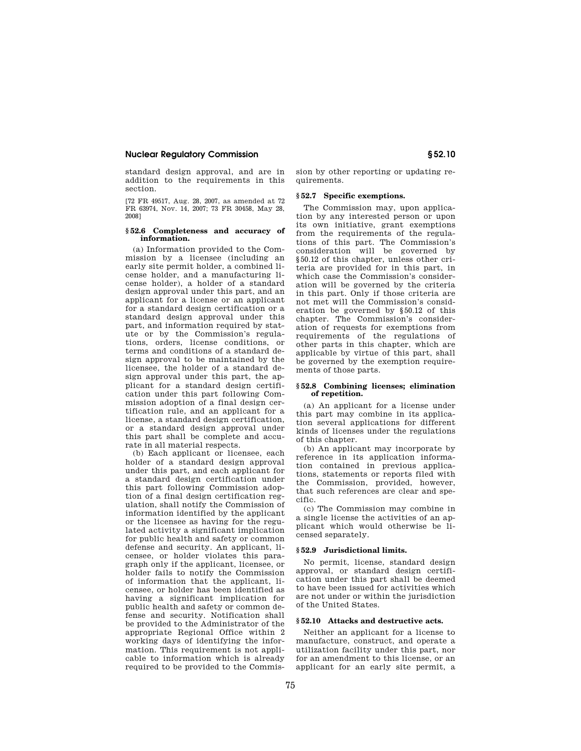standard design approval, and are in addition to the requirements in this section.

[72 FR 49517, Aug. 28, 2007, as amended at 72 FR 63974, Nov. 14, 2007; 73 FR 30458, May 28, 2008]

### § 52.6 Completeness and accuracy of information.

(a) Information provided to the Commission by a licensee (including an early site permit holder, a combined license holder, and a manufacturing license holder), a holder of a standard design approval under this part, and an applicant for a license or an applicant for a standard design certification or a standard design approval under this part, and information required by statute or by the Commission's regulations, orders, license conditions, or terms and conditions of a standard design approval to be maintained by the licensee, the holder of a standard design approval under this part, the applicant for a standard design certification under this part following Commission adoption of a final design certification rule, and an applicant for a license, a standard design certification, or a standard design approval under this part shall be complete and accurate in all material respects.

(b) Each applicant or licensee, each holder of a standard design approval under this part, and each applicant for a standard design certification under this part following Commission adoption of a final design certification regulation, shall notify the Commission of information identified by the applicant or the licensee as having for the regulated activity a significant implication for public health and safety or common defense and security. An applicant, licensee, or holder violates this paragraph only if the applicant, licensee, or holder fails to notify the Commission of information that the applicant, licensee, or holder has been identified as having a significant implication for public health and safety or common defense and security. Notification shall be provided to the Administrator of the appropriate Regional Office within 2 working days of identifying the information. This requirement is not applicable to information which is already required to be provided to the Commission by other reporting or updating requirements.

### § 52.7 Specific exemptions.

The Commission may, upon application by any interested person or upon its own initiative, grant exemptions from the requirements of the regulations of this part. The Commission's consideration will be governed by §50.12 of this chapter, unless other criteria are provided for in this part, in which case the Commission's consideration will be governed by the criteria in this part. Only if those criteria are not met will the Commission's consideration be governed by §50.12 of this chapter. The Commission's consideration of requests for exemptions from requirements of the regulations of other parts in this chapter, which are applicable by virtue of this part, shall be governed by the exemption requirements of those parts.

### § 52.8 Combining licenses; elimination of repetition.

(a) An applicant for a license under this part may combine in its application several applications for different kinds of licenses under the regulations of this chapter.

(b) An applicant may incorporate by reference in its application information contained in previous applications, statements or reports filed with the Commission, provided, however, that such references are clear and specific.

(c) The Commission may combine in a single license the activities of an applicant which would otherwise be licensed separately.

### § 52.9 Jurisdictional limits.

No permit, license, standard design approval, or standard design certification under this part shall be deemed to have been issued for activities which are not under or within the jurisdiction of the United States.

### § 52.10 Attacks and destructive acts.

Neither an applicant for a license to manufacture, construct, and operate a utilization facility under this part, nor for an amendment to this license, or an applicant for an early site permit, a